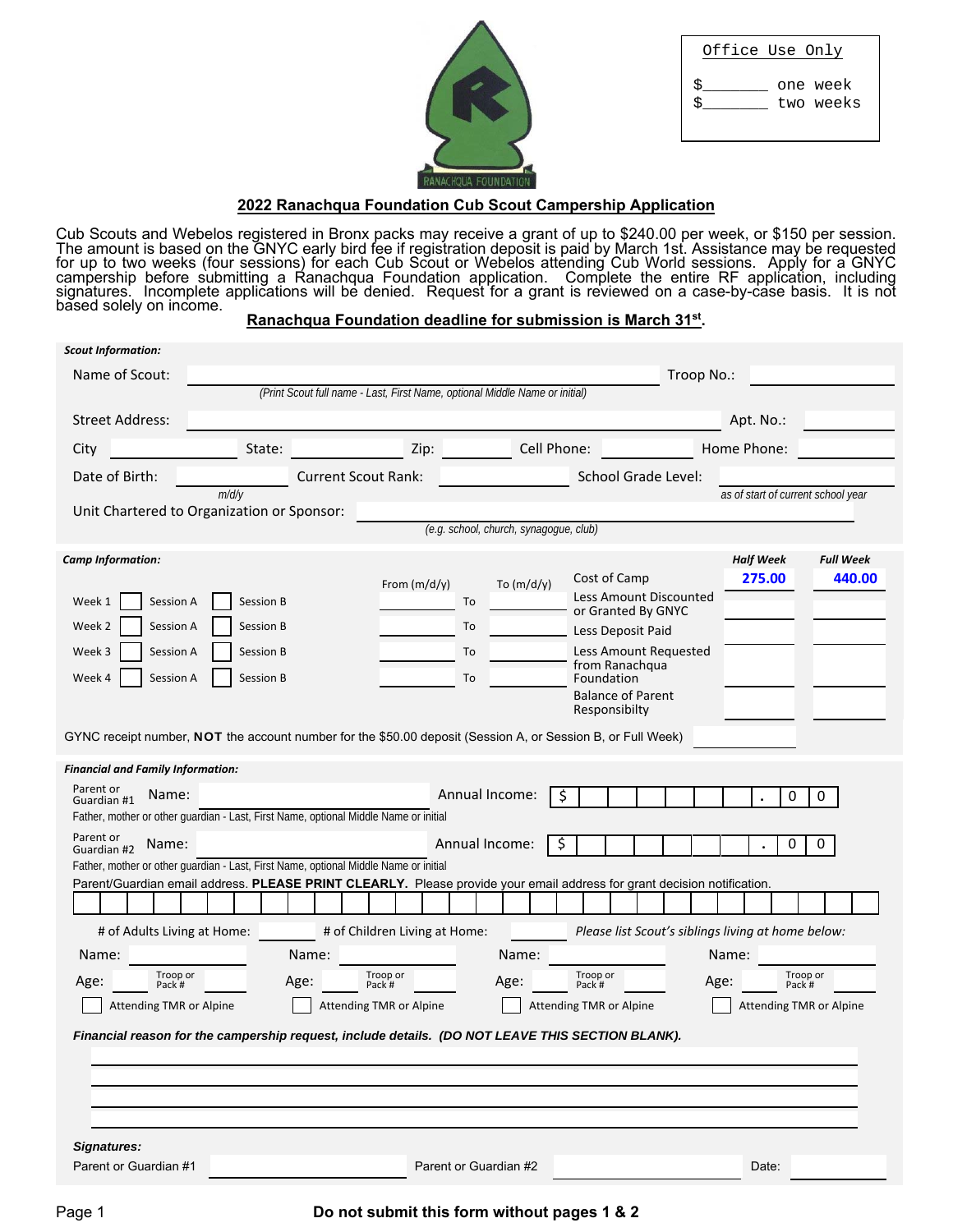RANACHQUA FOUNDATION

| Office Use Only |
|---|
| $_______ one week |
| $_______ two weeks |

## 2022 Ranachqua Foundation Cub Scout Campership Application

Cub Scouts and Webelos registered in Bronx packs may receive a grant of up to $240.00 per week, or $150 per session. The amount is based on the GNYC early bird fee if registration deposit is paid by March 1st. Assistance may be requested for up to two weeks (four sessions) for each Cub Scout or Webelos attending Cub World sessions. Apply for a GNYC campership before submitting a Ranachqua Foundation application. Complete the entire RF application, including signatures. Incomplete applications will be denied. Request for a grant is reviewed on a case-by-case basis. It is not based solely on income.

**Ranachqua Foundation deadline for submission is March 31st.**

***Scout Information:***

Name of Scout: ______________________ Troop No.: __________
*(Print Scout full name - Last, First Name, optional Middle Name or initial)*

Street Address: ______________________ Apt. No.: __________

City __________ State: __________ Zip: __________ Cell Phone: __________ Home Phone: __________

Date of Birth: __________ *m/d/y* Current Scout Rank: __________ School Grade Level: __________ *as of start of current school year*

Unit Chartered to Organization or Sponsor: ______________________
*(e.g. school, church, synagogue, club)*

***Camp Information:***

| | | | From (m/d/y) | | To (m/d/y) |
|---|---|---|---|---|---|
| Week 1 | ☐ Session A | ☐ Session B | | To | |
| Week 2 | ☐ Session A | ☐ Session B | | To | |
| Week 3 | ☐ Session A | ☐ Session B | | To | |
| Week 4 | ☐ Session A | ☐ Session B | | To | |

| | *Half Week* | *Full Week* |
|---|---|---|
| Cost of Camp | 275.00 | 440.00 |
| Less Amount Discounted or Granted By GNYC | | |
| Less Deposit Paid | | |
| Less Amount Requested from Ranachqua Foundation | | |
| Balance of Parent Responsibilty | | |

GYNC receipt number, **NOT** the account number for the $50.00 deposit (Session A, or Session B, or Full Week) __________

***Financial and Family Information:***

Parent or Guardian #1 Name: ______________________ Annual Income: $ ____________ . 0 0
Father, mother or other guardian - Last, First Name, optional Middle Name or initial

Parent or Guardian #2 Name: ______________________ Annual Income: $ ____________ . 0 0
Father, mother or other guardian - Last, First Name, optional Middle Name or initial

Parent/Guardian email address. **PLEASE PRINT CLEARLY.** Please provide your email address for grant decision notification.

______________________________________________

# of Adults Living at Home: ______ # of Children Living at Home: ______ *Please list Scout's siblings living at home below:*

| Name: | Name: | Name: | Name: |
|---|---|---|---|
| Age: ____ Troop or Pack # ____ | Age: ____ Troop or Pack # ____ | Age: ____ Troop or Pack # ____ | Age: ____ Troop or Pack # ____ |
| ☐ Attending TMR or Alpine | ☐ Attending TMR or Alpine | ☐ Attending TMR or Alpine | ☐ Attending TMR or Alpine |

***Financial reason for the campership request, include details. (DO NOT LEAVE THIS SECTION BLANK).***

______________________________________________

______________________________________________

______________________________________________

______________________________________________

***Signatures:***

Parent or Guardian #1 __________ Parent or Guardian #2 __________ Date: __________

**Do not submit this form without pages 1 & 2**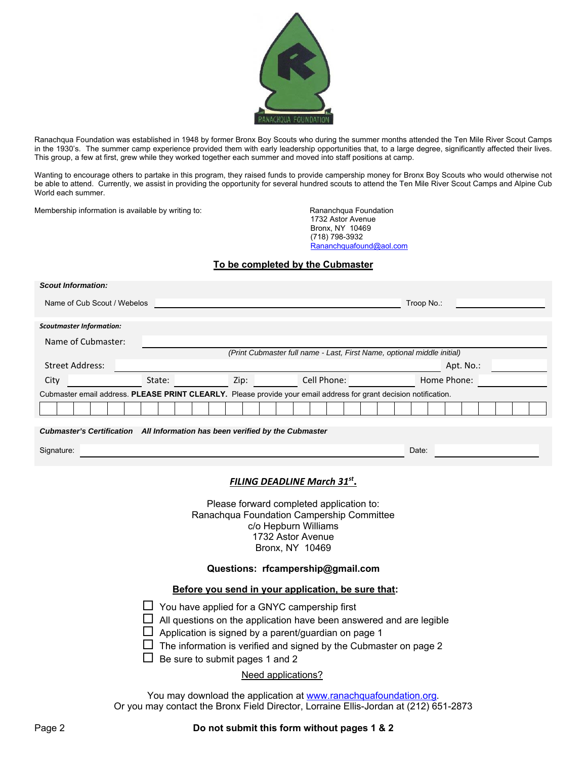RANACHQUA FOUNDATION

Ranachqua Foundation was established in 1948 by former Bronx Boy Scouts who during the summer months attended the Ten Mile River Scout Camps in the 1930's. The summer camp experience provided them with early leadership opportunities that, to a large degree, significantly affected their lives. This group, a few at first, grew while they worked together each summer and moved into staff positions at camp.

Wanting to encourage others to partake in this program, they raised funds to provide campership money for Bronx Boy Scouts who would otherwise not be able to attend. Currently, we assist in providing the opportunity for several hundred scouts to attend the Ten Mile River Scout Camps and Alpine Cub World each summer.

Membership information is available by writing to:

Rananchqua Foundation
1732 Astor Avenue
Bronx, NY 10469
(718) 798-3932
Rananchquafound@aol.com

## To be completed by the Cubmaster

***Scout Information:***

Name of Cub Scout / Webelos ______________________ Troop No.: __________

***Scoutmaster Information:***

Name of Cubmaster: ______________________

*(Print Cubmaster full name - Last, First Name, optional middle initial)*

Street Address: ______________________ Apt. No.: __________

City __________ State: __________ Zip: __________ Cell Phone: __________ Home Phone: __________

Cubmaster email address. **PLEASE PRINT CLEARLY.** Please provide your email address for grant decision notification.

| | | | | | | | | | | | | | | | | | | | | | | | | | | | | | |
|---|---|---|---|---|---|---|---|---|---|---|---|---|---|---|---|---|---|---|---|---|---|---|---|---|---|---|---|---|---|
| | | | | | | | | | | | | | | | | | | | | | | | | | | | | | |

***Cubmaster's Certification All Information has been verified by the Cubmaster***

Signature: ______________________ Date: __________

***FILING DEADLINE March 31st.***

Please forward completed application to:
Ranachqua Foundation Campership Committee
c/o Hepburn Williams
1732 Astor Avenue
Bronx, NY 10469

**Questions: rfcampership@gmail.com**

**Before you send in your application, be sure that:**

- ☐ You have applied for a GNYC campership first
- ☐ All questions on the application have been answered and are legible
- ☐ Application is signed by a parent/guardian on page 1
- ☐ The information is verified and signed by the Cubmaster on page 2
- ☐ Be sure to submit pages 1 and 2

Need applications?

You may download the application at www.ranachquafoundation.org.
Or you may contact the Bronx Field Director, Lorraine Ellis-Jordan at (212) 651-2873

**Do not submit this form without pages 1 & 2**